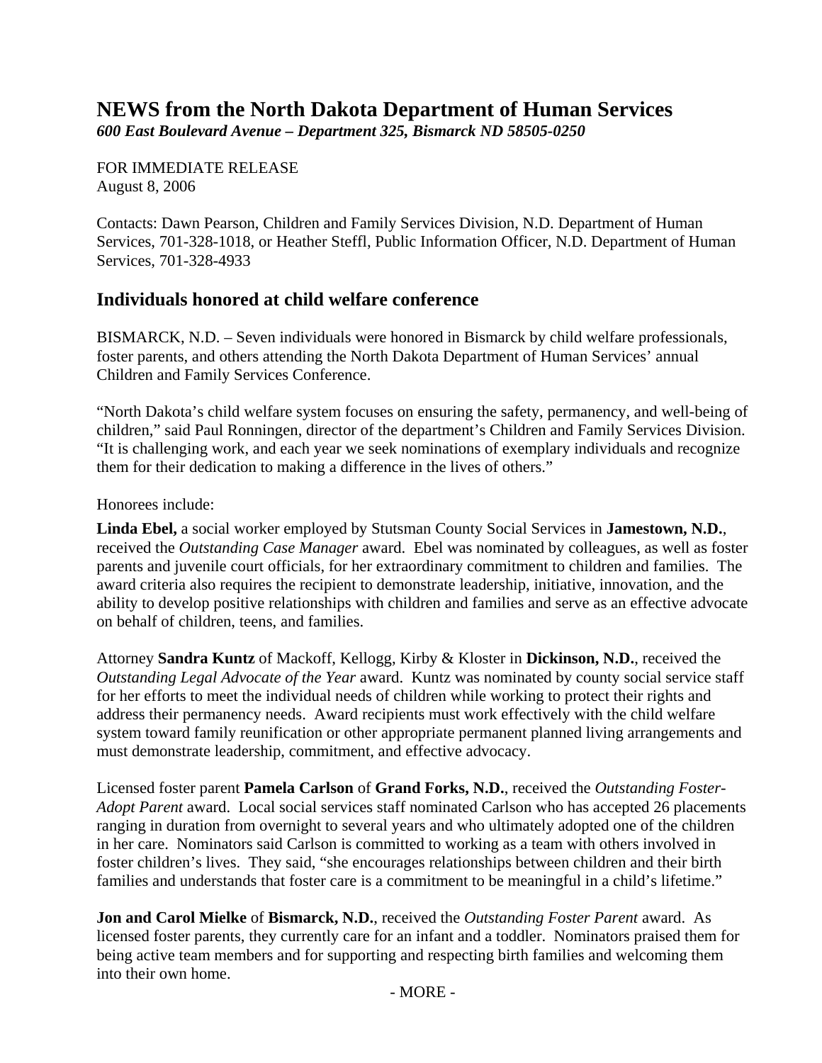# NEWS from the North Dakota Department of Human Services

***600 East Boulevard Avenue – Department 325, Bismarck ND 58505-0250***

FOR IMMEDIATE RELEASE
August 8, 2006

Contacts: Dawn Pearson, Children and Family Services Division, N.D. Department of Human Services, 701-328-1018, or Heather Steffl, Public Information Officer, N.D. Department of Human Services, 701-328-4933

## Individuals honored at child welfare conference

BISMARCK, N.D. – Seven individuals were honored in Bismarck by child welfare professionals, foster parents, and others attending the North Dakota Department of Human Services' annual Children and Family Services Conference.

"North Dakota's child welfare system focuses on ensuring the safety, permanency, and well-being of children," said Paul Ronningen, director of the department's Children and Family Services Division. "It is challenging work, and each year we seek nominations of exemplary individuals and recognize them for their dedication to making a difference in the lives of others."

Honorees include:

**Linda Ebel,** a social worker employed by Stutsman County Social Services in **Jamestown, N.D.**, received the *Outstanding Case Manager* award. Ebel was nominated by colleagues, as well as foster parents and juvenile court officials, for her extraordinary commitment to children and families. The award criteria also requires the recipient to demonstrate leadership, initiative, innovation, and the ability to develop positive relationships with children and families and serve as an effective advocate on behalf of children, teens, and families.

Attorney **Sandra Kuntz** of Mackoff, Kellogg, Kirby & Kloster in **Dickinson, N.D.**, received the *Outstanding Legal Advocate of the Year* award. Kuntz was nominated by county social service staff for her efforts to meet the individual needs of children while working to protect their rights and address their permanency needs. Award recipients must work effectively with the child welfare system toward family reunification or other appropriate permanent planned living arrangements and must demonstrate leadership, commitment, and effective advocacy.

Licensed foster parent **Pamela Carlson** of **Grand Forks, N.D.**, received the *Outstanding Foster-Adopt Parent* award. Local social services staff nominated Carlson who has accepted 26 placements ranging in duration from overnight to several years and who ultimately adopted one of the children in her care. Nominators said Carlson is committed to working as a team with others involved in foster children's lives. They said, "she encourages relationships between children and their birth families and understands that foster care is a commitment to be meaningful in a child's lifetime."

**Jon and Carol Mielke** of **Bismarck, N.D.**, received the *Outstanding Foster Parent* award. As licensed foster parents, they currently care for an infant and a toddler. Nominators praised them for being active team members and for supporting and respecting birth families and welcoming them into their own home.

- MORE -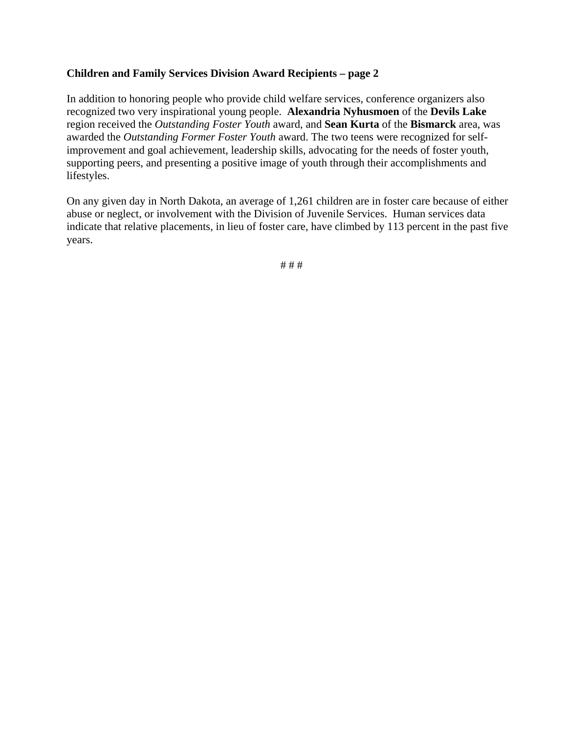**Children and Family Services Division Award Recipients – page 2**

In addition to honoring people who provide child welfare services, conference organizers also recognized two very inspirational young people. **Alexandria Nyhusmoen** of the **Devils Lake** region received the *Outstanding Foster Youth* award, and **Sean Kurta** of the **Bismarck** area, was awarded the *Outstanding Former Foster Youth* award. The two teens were recognized for self-improvement and goal achievement, leadership skills, advocating for the needs of foster youth, supporting peers, and presenting a positive image of youth through their accomplishments and lifestyles.

On any given day in North Dakota, an average of 1,261 children are in foster care because of either abuse or neglect, or involvement with the Division of Juvenile Services. Human services data indicate that relative placements, in lieu of foster care, have climbed by 113 percent in the past five years.

# # #